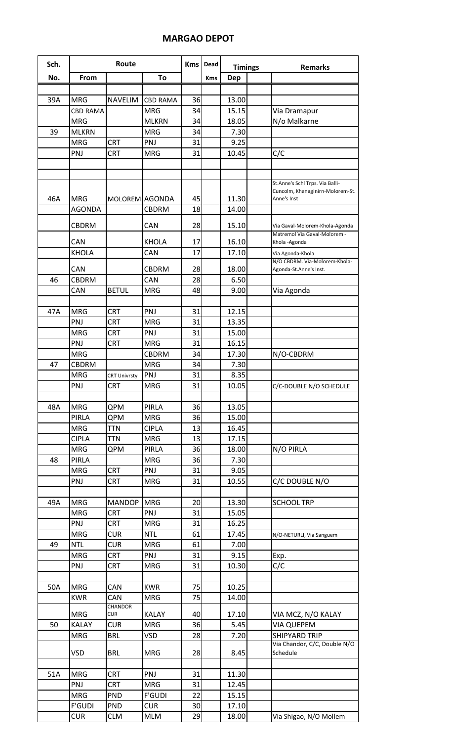# MARGAO DEPOT

| Sch. | Route | | | Kms | Dead | Timings | | Remarks |
|---|---|---|---|---|---|---|---|---|
| No. | From | | To | | Kms | Dep | | |
| | | | | | | | | |
| 39A | MRG | NAVELIM | CBD RAMA | 36 | | 13.00 | | |
| | CBD RAMA | | MRG | 34 | | 15.15 | | Via Dramapur |
| | MRG | | MLKRN | 34 | | 18.05 | | N/o Malkarne |
| 39 | MLKRN | | MRG | 34 | | 7.30 | | |
| | MRG | CRT | PNJ | 31 | | 9.25 | | |
| | PNJ | CRT | MRG | 31 | | 10.45 | | C/C |
| | | | | | | | | |
| | | | | | | | | |
| 46A | MRG | MOLOREM | AGONDA | 45 | | 11.30 | | St.Anne's Schl Trps. Via Balli-Cuncolm, Khanaginirn-Molorem-St. Anne's Inst |
| | AGONDA | | CBDRM | 18 | | 14.00 | | |
| | CBDRM | | CAN | 28 | | 15.10 | | Via Gaval-Molorem-Khola-Agonda |
| | CAN | | KHOLA | 17 | | 16.10 | | Matremol Via Gaval-Molorem - Khola -Agonda |
| | KHOLA | | CAN | 17 | | 17.10 | | Via Agonda-Khola |
| | CAN | | CBDRM | 28 | | 18.00 | | N/O CBDRM. Via-Molorem-Khola-Agonda-St.Anne's Inst. |
| 46 | CBDRM | | CAN | 28 | | 6.50 | | |
| | CAN | BETUL | MRG | 48 | | 9.00 | | Via Agonda |
| | | | | | | | | |
| 47A | MRG | CRT | PNJ | 31 | | 12.15 | | |
| | PNJ | CRT | MRG | 31 | | 13.35 | | |
| | MRG | CRT | PNJ | 31 | | 15.00 | | |
| | PNJ | CRT | MRG | 31 | | 16.15 | | |
| | MRG | | CBDRM | 34 | | 17.30 | | N/O-CBDRM |
| 47 | CBDRM | | MRG | 34 | | 7.30 | | |
| | MRG | CRT Univrsty | PNJ | 31 | | 8.35 | | |
| | PNJ | CRT | MRG | 31 | | 10.05 | | C/C-DOUBLE N/O SCHEDULE |
| | | | | | | | | |
| 48A | MRG | QPM | PIRLA | 36 | | 13.05 | | |
| | PIRLA | QPM | MRG | 36 | | 15.00 | | |
| | MRG | TTN | CIPLA | 13 | | 16.45 | | |
| | CIPLA | TTN | MRG | 13 | | 17.15 | | |
| | MRG | QPM | PIRLA | 36 | | 18.00 | | N/O PIRLA |
| 48 | PIRLA | | MRG | 36 | | 7.30 | | |
| | MRG | CRT | PNJ | 31 | | 9.05 | | |
| | PNJ | CRT | MRG | 31 | | 10.55 | | C/C DOUBLE N/O |
| | | | | | | | | |
| 49A | MRG | MANDOP | MRG | 20 | | 13.30 | | SCHOOL TRP |
| | MRG | CRT | PNJ | 31 | | 15.05 | | |
| | PNJ | CRT | MRG | 31 | | 16.25 | | |
| | MRG | CUR | NTL | 61 | | 17.45 | | N/O-NETURLI, Via Sanguem |
| 49 | NTL | CUR | MRG | 61 | | 7.00 | | |
| | MRG | CRT | PNJ | 31 | | 9.15 | | Exp. |
| | PNJ | CRT | MRG | 31 | | 10.30 | | C/C |
| | | | | | | | | |
| 50A | MRG | CAN | KWR | 75 | | 10.25 | | |
| | KWR | CAN | MRG | 75 | | 14.00 | | |
| | MRG | CHANDOR CUR | KALAY | 40 | | 17.10 | | VIA MCZ, N/O KALAY |
| 50 | KALAY | CUR | MRG | 36 | | 5.45 | | VIA QUEPEM |
| | MRG | BRL | VSD | 28 | | 7.20 | | SHIPYARD TRIP |
| | VSD | BRL | MRG | 28 | | 8.45 | | Via Chandor, C/C, Double N/O Schedule |
| | | | | | | | | |
| 51A | MRG | CRT | PNJ | 31 | | 11.30 | | |
| | PNJ | CRT | MRG | 31 | | 12.45 | | |
| | MRG | PND | F'GUDI | 22 | | 15.15 | | |
| | F'GUDI | PND | CUR | 30 | | 17.10 | | |
| | CUR | CLM | MLM | 29 | | 18.00 | | Via Shigao, N/O Mollem |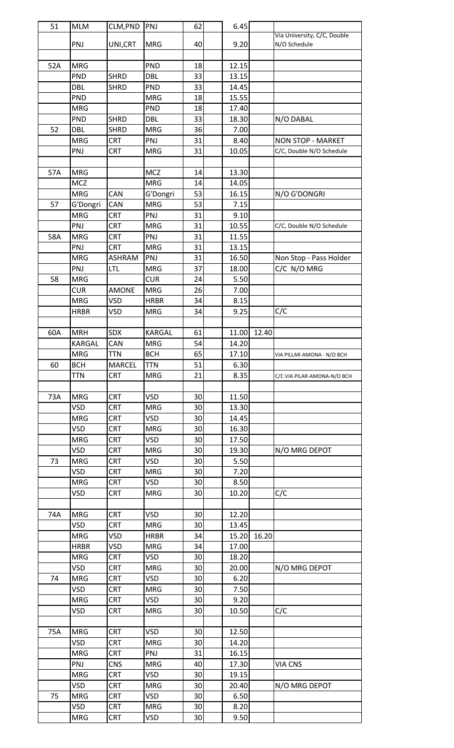| 51 | MLM | CLM,PND | PNJ | 62 | | 6.45 | | |
|---|---|---|---|---|---|---|---|---|
| | PNJ | UNI,CRT | MRG | 40 | | 9.20 | | Via University, C/C, Double N/O Schedule |
| | | | | | | | | |
| 52A | MRG | | PND | 18 | | 12.15 | | |
| | PND | SHRD | DBL | 33 | | 13.15 | | |
| | DBL | SHRD | PND | 33 | | 14.45 | | |
| | PND | | MRG | 18 | | 15.55 | | |
| | MRG | | PND | 18 | | 17.40 | | |
| | PND | SHRD | DBL | 33 | | 18.30 | | N/O DABAL |
| 52 | DBL | SHRD | MRG | 36 | | 7.00 | | |
| | MRG | CRT | PNJ | 31 | | 8.40 | | NON STOP - MARKET |
| | PNJ | CRT | MRG | 31 | | 10.05 | | C/C, Double N/O Schedule |
| | | | | | | | | |
| 57A | MRG | | MCZ | 14 | | 13.30 | | |
| | MCZ | | MRG | 14 | | 14.05 | | |
| | MRG | CAN | G'Dongri | 53 | | 16.15 | | N/O G'DONGRI |
| 57 | G'Dongri | CAN | MRG | 53 | | 7.15 | | |
| | MRG | CRT | PNJ | 31 | | 9.10 | | |
| | PNJ | CRT | MRG | 31 | | 10.55 | | C/C, Double N/O Schedule |
| 58A | MRG | CRT | PNJ | 31 | | 11.55 | | |
| | PNJ | CRT | MRG | 31 | | 13.15 | | |
| | MRG | ASHRAM | PNJ | 31 | | 16.50 | | Non Stop - Pass Holder |
| | PNJ | LTL | MRG | 37 | | 18.00 | | C/C N/O MRG |
| 58 | MRG | | CUR | 24 | | 5.50 | | |
| | CUR | AMONE | MRG | 26 | | 7.00 | | |
| | MRG | VSD | HRBR | 34 | | 8.15 | | |
| | HRBR | VSD | MRG | 34 | | 9.25 | | C/C |
| | | | | | | | | |
| 60A | MRH | SDX | KARGAL | 61 | | 11.00 | 12.40 | |
| | KARGAL | CAN | MRG | 54 | | 14.20 | | |
| | MRG | TTN | BCH | 65 | | 17.10 | | VIA PILLAR-AMONA - N/O BCH |
| 60 | BCH | MARCEL | TTN | 51 | | 6.30 | | |
| | TTN | CRT | MRG | 21 | | 8.35 | | C/C VIA PILAR-AMONA-N/O BCH |
| | | | | | | | | |
| 73A | MRG | CRT | VSD | 30 | | 11.50 | | |
| | VSD | CRT | MRG | 30 | | 13.30 | | |
| | MRG | CRT | VSD | 30 | | 14.45 | | |
| | VSD | CRT | MRG | 30 | | 16.30 | | |
| | MRG | CRT | VSD | 30 | | 17.50 | | |
| | VSD | CRT | MRG | 30 | | 19.30 | | N/O MRG DEPOT |
| 73 | MRG | CRT | VSD | 30 | | 5.50 | | |
| | VSD | CRT | MRG | 30 | | 7.20 | | |
| | MRG | CRT | VSD | 30 | | 8.50 | | |
| | VSD | CRT | MRG | 30 | | 10.20 | | C/C |
| | | | | | | | | |
| 74A | MRG | CRT | VSD | 30 | | 12.20 | | |
| | VSD | CRT | MRG | 30 | | 13.45 | | |
| | MRG | VSD | HRBR | 34 | | 15.20 | 16.20 | |
| | HRBR | VSD | MRG | 34 | | 17.00 | | |
| | MRG | CRT | VSD | 30 | | 18.20 | | |
| | VSD | CRT | MRG | 30 | | 20.00 | | N/O MRG DEPOT |
| 74 | MRG | CRT | VSD | 30 | | 6.20 | | |
| | VSD | CRT | MRG | 30 | | 7.50 | | |
| | MRG | CRT | VSD | 30 | | 9.20 | | |
| | VSD | CRT | MRG | 30 | | 10.50 | | C/C |
| | | | | | | | | |
| 75A | MRG | CRT | VSD | 30 | | 12.50 | | |
| | VSD | CRT | MRG | 30 | | 14.20 | | |
| | MRG | CRT | PNJ | 31 | | 16.15 | | |
| | PNJ | CNS | MRG | 40 | | 17.30 | | VIA CNS |
| | MRG | CRT | VSD | 30 | | 19.15 | | |
| | VSD | CRT | MRG | 30 | | 20.40 | | N/O MRG DEPOT |
| 75 | MRG | CRT | VSD | 30 | | 6.50 | | |
| | VSD | CRT | MRG | 30 | | 8.20 | | |
| | MRG | CRT | VSD | 30 | | 9.50 | | |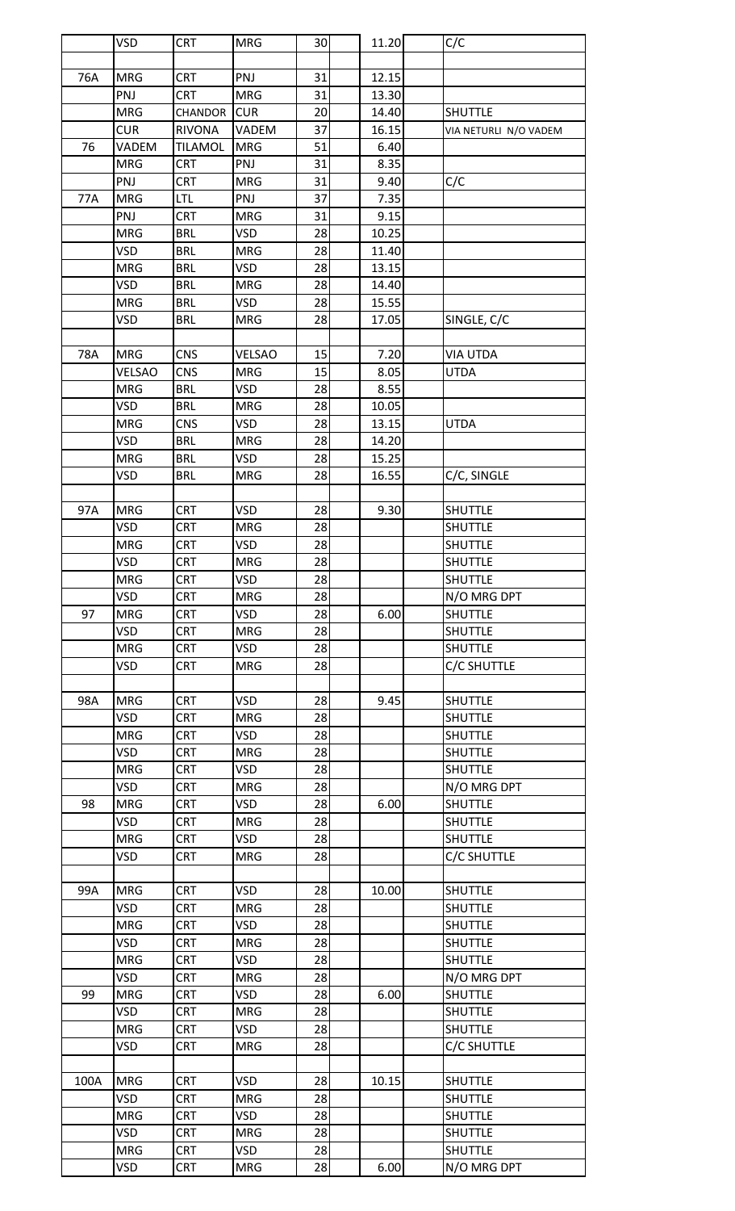|  |  |  |  |  |  |  |  |  |
|---|---|---|---|---|---|---|---|---|
|  | VSD | CRT | MRG | 30 |  | 11.20 |  | C/C |
|  |  |  |  |  |  |  |  |  |
| 76A | MRG | CRT | PNJ | 31 |  | 12.15 |  |  |
|  | PNJ | CRT | MRG | 31 |  | 13.30 |  |  |
|  | MRG | CHANDOR | CUR | 20 |  | 14.40 |  | SHUTTLE |
|  | CUR | RIVONA | VADEM | 37 |  | 16.15 |  | VIA NETURLI N/O VADEM |
| 76 | VADEM | TILAMOL | MRG | 51 |  | 6.40 |  |  |
|  | MRG | CRT | PNJ | 31 |  | 8.35 |  |  |
|  | PNJ | CRT | MRG | 31 |  | 9.40 |  | C/C |
| 77A | MRG | LTL | PNJ | 37 |  | 7.35 |  |  |
|  | PNJ | CRT | MRG | 31 |  | 9.15 |  |  |
|  | MRG | BRL | VSD | 28 |  | 10.25 |  |  |
|  | VSD | BRL | MRG | 28 |  | 11.40 |  |  |
|  | MRG | BRL | VSD | 28 |  | 13.15 |  |  |
|  | VSD | BRL | MRG | 28 |  | 14.40 |  |  |
|  | MRG | BRL | VSD | 28 |  | 15.55 |  |  |
|  | VSD | BRL | MRG | 28 |  | 17.05 |  | SINGLE, C/C |
|  |  |  |  |  |  |  |  |  |
| 78A | MRG | CNS | VELSAO | 15 |  | 7.20 |  | VIA UTDA |
|  | VELSAO | CNS | MRG | 15 |  | 8.05 |  | UTDA |
|  | MRG | BRL | VSD | 28 |  | 8.55 |  |  |
|  | VSD | BRL | MRG | 28 |  | 10.05 |  |  |
|  | MRG | CNS | VSD | 28 |  | 13.15 |  | UTDA |
|  | VSD | BRL | MRG | 28 |  | 14.20 |  |  |
|  | MRG | BRL | VSD | 28 |  | 15.25 |  |  |
|  | VSD | BRL | MRG | 28 |  | 16.55 |  | C/C, SINGLE |
|  |  |  |  |  |  |  |  |  |
| 97A | MRG | CRT | VSD | 28 |  | 9.30 |  | SHUTTLE |
|  | VSD | CRT | MRG | 28 |  |  |  | SHUTTLE |
|  | MRG | CRT | VSD | 28 |  |  |  | SHUTTLE |
|  | VSD | CRT | MRG | 28 |  |  |  | SHUTTLE |
|  | MRG | CRT | VSD | 28 |  |  |  | SHUTTLE |
|  | VSD | CRT | MRG | 28 |  |  |  | N/O MRG DPT |
| 97 | MRG | CRT | VSD | 28 |  | 6.00 |  | SHUTTLE |
|  | VSD | CRT | MRG | 28 |  |  |  | SHUTTLE |
|  | MRG | CRT | VSD | 28 |  |  |  | SHUTTLE |
|  | VSD | CRT | MRG | 28 |  |  |  | C/C SHUTTLE |
|  |  |  |  |  |  |  |  |  |
| 98A | MRG | CRT | VSD | 28 |  | 9.45 |  | SHUTTLE |
|  | VSD | CRT | MRG | 28 |  |  |  | SHUTTLE |
|  | MRG | CRT | VSD | 28 |  |  |  | SHUTTLE |
|  | VSD | CRT | MRG | 28 |  |  |  | SHUTTLE |
|  | MRG | CRT | VSD | 28 |  |  |  | SHUTTLE |
|  | VSD | CRT | MRG | 28 |  |  |  | N/O MRG DPT |
| 98 | MRG | CRT | VSD | 28 |  | 6.00 |  | SHUTTLE |
|  | VSD | CRT | MRG | 28 |  |  |  | SHUTTLE |
|  | MRG | CRT | VSD | 28 |  |  |  | SHUTTLE |
|  | VSD | CRT | MRG | 28 |  |  |  | C/C SHUTTLE |
|  |  |  |  |  |  |  |  |  |
| 99A | MRG | CRT | VSD | 28 |  | 10.00 |  | SHUTTLE |
|  | VSD | CRT | MRG | 28 |  |  |  | SHUTTLE |
|  | MRG | CRT | VSD | 28 |  |  |  | SHUTTLE |
|  | VSD | CRT | MRG | 28 |  |  |  | SHUTTLE |
|  | MRG | CRT | VSD | 28 |  |  |  | SHUTTLE |
|  | VSD | CRT | MRG | 28 |  |  |  | N/O MRG DPT |
| 99 | MRG | CRT | VSD | 28 |  | 6.00 |  | SHUTTLE |
|  | VSD | CRT | MRG | 28 |  |  |  | SHUTTLE |
|  | MRG | CRT | VSD | 28 |  |  |  | SHUTTLE |
|  | VSD | CRT | MRG | 28 |  |  |  | C/C SHUTTLE |
|  |  |  |  |  |  |  |  |  |
| 100A | MRG | CRT | VSD | 28 |  | 10.15 |  | SHUTTLE |
|  | VSD | CRT | MRG | 28 |  |  |  | SHUTTLE |
|  | MRG | CRT | VSD | 28 |  |  |  | SHUTTLE |
|  | VSD | CRT | MRG | 28 |  |  |  | SHUTTLE |
|  | MRG | CRT | VSD | 28 |  |  |  | SHUTTLE |
|  | VSD | CRT | MRG | 28 |  | 6.00 |  | N/O MRG DPT |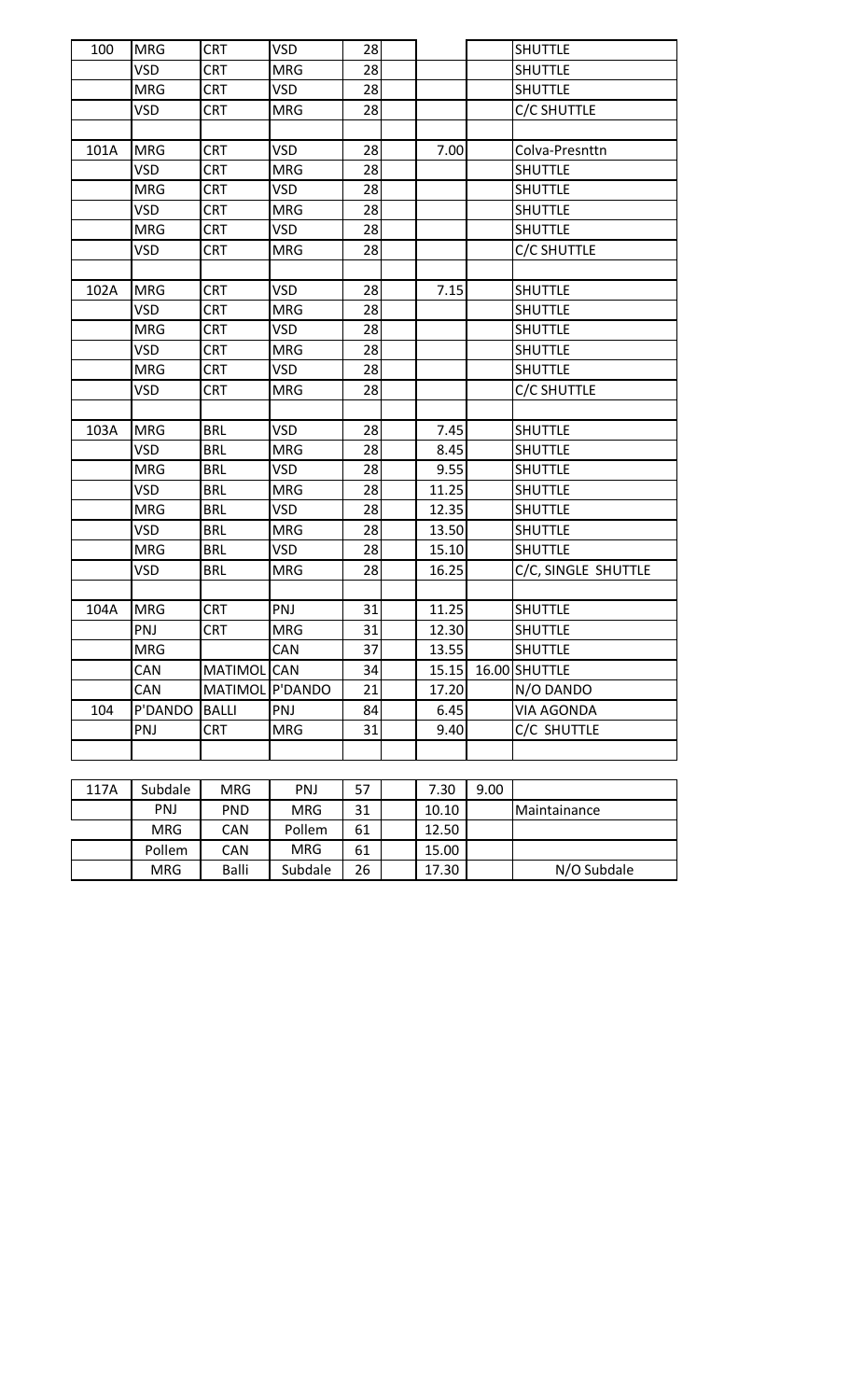| | | | | | | | | |
|---|---|---|---|---|---|---|---|---|
| 100 | MRG | CRT | VSD | 28 | | | | SHUTTLE |
| | VSD | CRT | MRG | 28 | | | | SHUTTLE |
| | MRG | CRT | VSD | 28 | | | | SHUTTLE |
| | VSD | CRT | MRG | 28 | | | | C/C SHUTTLE |
| | | | | | | | | |
| 101A | MRG | CRT | VSD | 28 | | 7.00 | | Colva-Presnttn |
| | VSD | CRT | MRG | 28 | | | | SHUTTLE |
| | MRG | CRT | VSD | 28 | | | | SHUTTLE |
| | VSD | CRT | MRG | 28 | | | | SHUTTLE |
| | MRG | CRT | VSD | 28 | | | | SHUTTLE |
| | VSD | CRT | MRG | 28 | | | | C/C SHUTTLE |
| | | | | | | | | |
| 102A | MRG | CRT | VSD | 28 | | 7.15 | | SHUTTLE |
| | VSD | CRT | MRG | 28 | | | | SHUTTLE |
| | MRG | CRT | VSD | 28 | | | | SHUTTLE |
| | VSD | CRT | MRG | 28 | | | | SHUTTLE |
| | MRG | CRT | VSD | 28 | | | | SHUTTLE |
| | VSD | CRT | MRG | 28 | | | | C/C SHUTTLE |
| | | | | | | | | |
| 103A | MRG | BRL | VSD | 28 | | 7.45 | | SHUTTLE |
| | VSD | BRL | MRG | 28 | | 8.45 | | SHUTTLE |
| | MRG | BRL | VSD | 28 | | 9.55 | | SHUTTLE |
| | VSD | BRL | MRG | 28 | | 11.25 | | SHUTTLE |
| | MRG | BRL | VSD | 28 | | 12.35 | | SHUTTLE |
| | VSD | BRL | MRG | 28 | | 13.50 | | SHUTTLE |
| | MRG | BRL | VSD | 28 | | 15.10 | | SHUTTLE |
| | VSD | BRL | MRG | 28 | | 16.25 | | C/C, SINGLE SHUTTLE |
| | | | | | | | | |
| 104A | MRG | CRT | PNJ | 31 | | 11.25 | | SHUTTLE |
| | PNJ | CRT | MRG | 31 | | 12.30 | | SHUTTLE |
| | MRG | | CAN | 37 | | 13.55 | | SHUTTLE |
| | CAN | MATIMOL | CAN | 34 | | 15.15 | 16.00 | SHUTTLE |
| | CAN | MATIMOL | P'DANDO | 21 | | 17.20 | | N/O DANDO |
| 104 | P'DANDO | BALLI | PNJ | 84 | | 6.45 | | VIA AGONDA |
| | PNJ | CRT | MRG | 31 | | 9.40 | | C/C SHUTTLE |

| | | | | | | | | |
|---|---|---|---|---|---|---|---|---|
| 117A | Subdale | MRG | PNJ | 57 | | 7.30 | 9.00 | |
| | PNJ | PND | MRG | 31 | | 10.10 | | Maintainance |
| | MRG | CAN | Pollem | 61 | | 12.50 | | |
| | Pollem | CAN | MRG | 61 | | 15.00 | | |
| | MRG | Balli | Subdale | 26 | | 17.30 | | N/O Subdale |